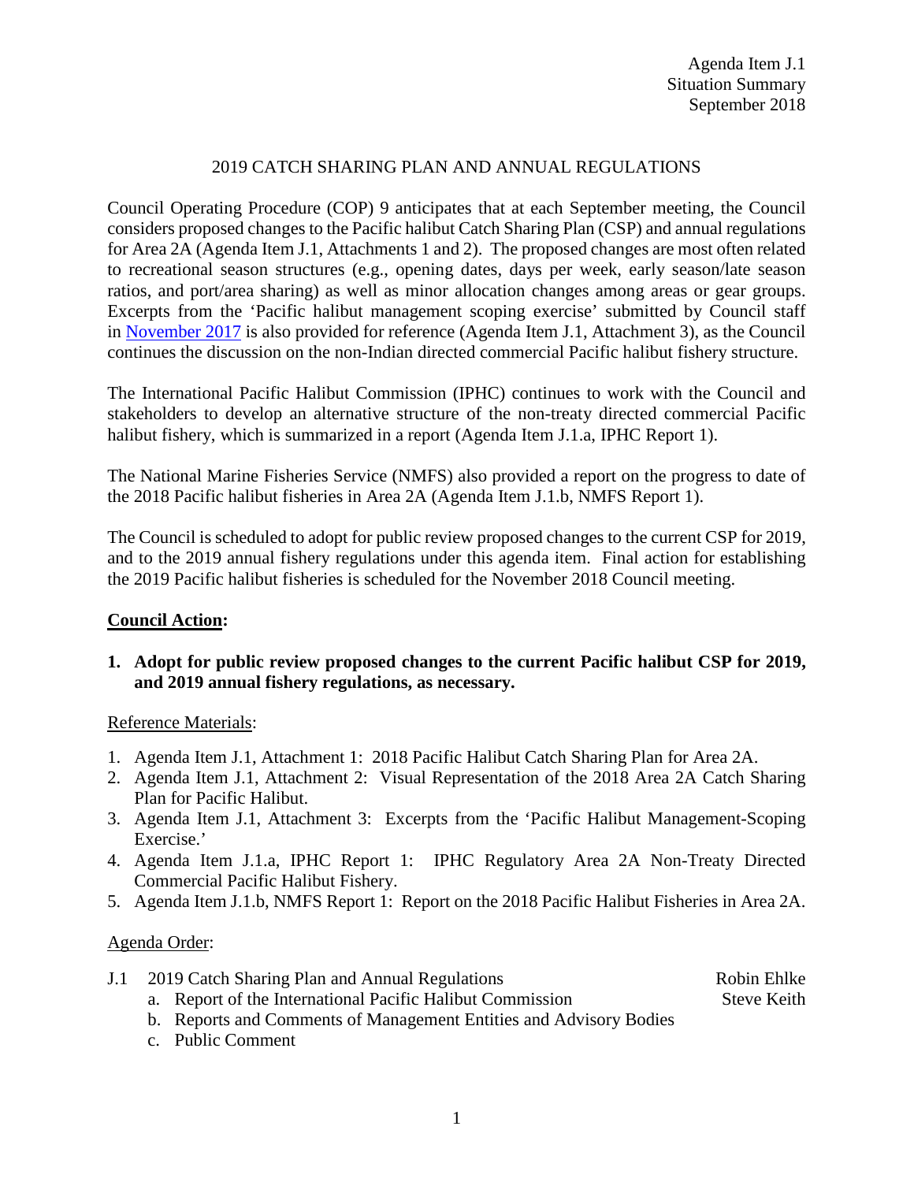Agenda Item J.1
Situation Summary
September 2018

# 2019 CATCH SHARING PLAN AND ANNUAL REGULATIONS

Council Operating Procedure (COP) 9 anticipates that at each September meeting, the Council considers proposed changes to the Pacific halibut Catch Sharing Plan (CSP) and annual regulations for Area 2A (Agenda Item J.1, Attachments 1 and 2). The proposed changes are most often related to recreational season structures (e.g., opening dates, days per week, early season/late season ratios, and port/area sharing) as well as minor allocation changes among areas or gear groups. Excerpts from the 'Pacific halibut management scoping exercise' submitted by Council staff in November 2017 is also provided for reference (Agenda Item J.1, Attachment 3), as the Council continues the discussion on the non-Indian directed commercial Pacific halibut fishery structure.

The International Pacific Halibut Commission (IPHC) continues to work with the Council and stakeholders to develop an alternative structure of the non-treaty directed commercial Pacific halibut fishery, which is summarized in a report (Agenda Item J.1.a, IPHC Report 1).

The National Marine Fisheries Service (NMFS) also provided a report on the progress to date of the 2018 Pacific halibut fisheries in Area 2A (Agenda Item J.1.b, NMFS Report 1).

The Council is scheduled to adopt for public review proposed changes to the current CSP for 2019, and to the 2019 annual fishery regulations under this agenda item. Final action for establishing the 2019 Pacific halibut fisheries is scheduled for the November 2018 Council meeting.

## Council Action:

1. **Adopt for public review proposed changes to the current Pacific halibut CSP for 2019, and 2019 annual fishery regulations, as necessary.**

Reference Materials:

1. Agenda Item J.1, Attachment 1: 2018 Pacific Halibut Catch Sharing Plan for Area 2A.
2. Agenda Item J.1, Attachment 2: Visual Representation of the 2018 Area 2A Catch Sharing Plan for Pacific Halibut.
3. Agenda Item J.1, Attachment 3: Excerpts from the 'Pacific Halibut Management-Scoping Exercise.'
4. Agenda Item J.1.a, IPHC Report 1: IPHC Regulatory Area 2A Non-Treaty Directed Commercial Pacific Halibut Fishery.
5. Agenda Item J.1.b, NMFS Report 1: Report on the 2018 Pacific Halibut Fisheries in Area 2A.

Agenda Order:

J.1 2019 Catch Sharing Plan and Annual Regulations — Robin Ehlke
  a. Report of the International Pacific Halibut Commission — Steve Keith
  b. Reports and Comments of Management Entities and Advisory Bodies
  c. Public Comment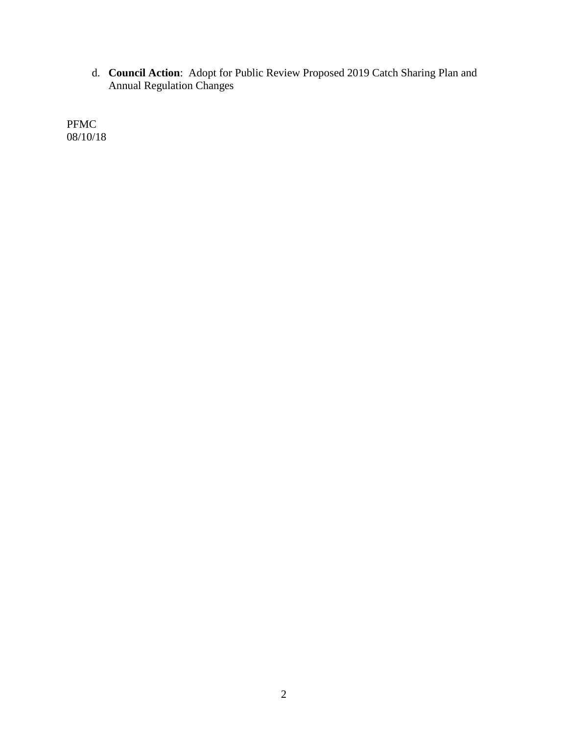d. **Council Action**: Adopt for Public Review Proposed 2019 Catch Sharing Plan and Annual Regulation Changes

PFMC
08/10/18